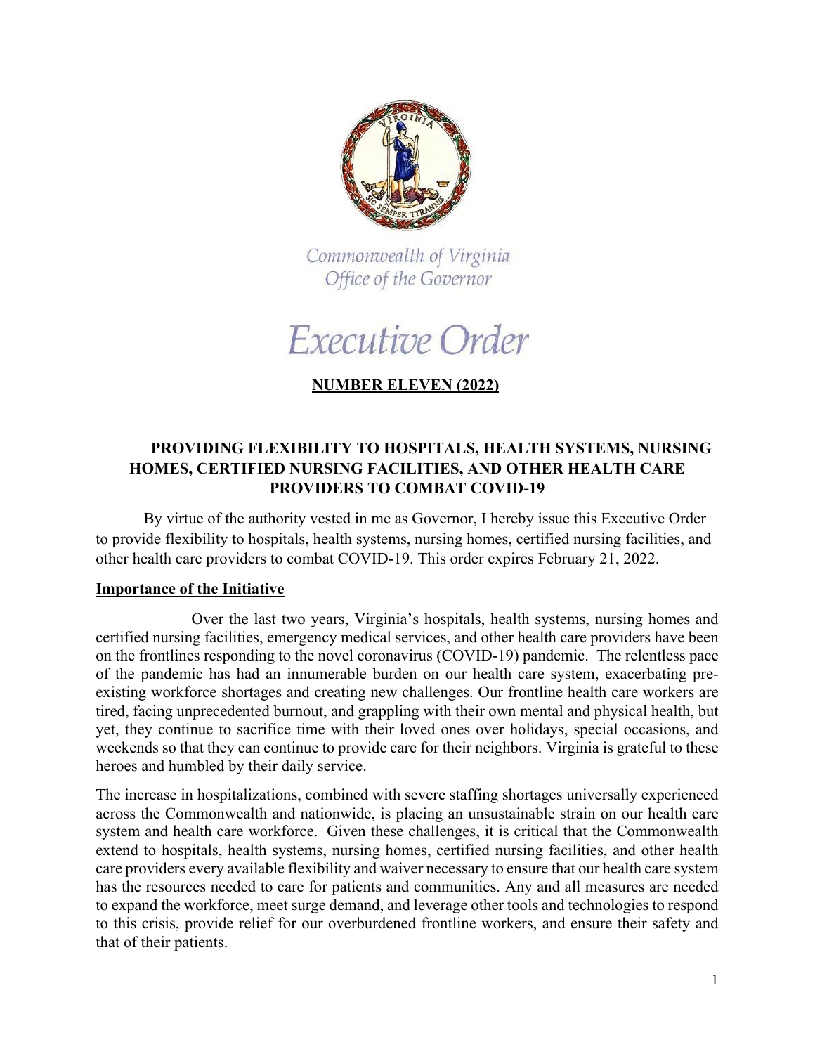Commonwealth of Virginia
Office of the Governor

# Executive Order

## NUMBER ELEVEN (2022)

## PROVIDING FLEXIBILITY TO HOSPITALS, HEALTH SYSTEMS, NURSING HOMES, CERTIFIED NURSING FACILITIES, AND OTHER HEALTH CARE PROVIDERS TO COMBAT COVID-19

By virtue of the authority vested in me as Governor, I hereby issue this Executive Order to provide flexibility to hospitals, health systems, nursing homes, certified nursing facilities, and other health care providers to combat COVID-19. This order expires February 21, 2022.

### Importance of the Initiative

Over the last two years, Virginia's hospitals, health systems, nursing homes and certified nursing facilities, emergency medical services, and other health care providers have been on the frontlines responding to the novel coronavirus (COVID-19) pandemic. The relentless pace of the pandemic has had an innumerable burden on our health care system, exacerbating pre-existing workforce shortages and creating new challenges. Our frontline health care workers are tired, facing unprecedented burnout, and grappling with their own mental and physical health, but yet, they continue to sacrifice time with their loved ones over holidays, special occasions, and weekends so that they can continue to provide care for their neighbors. Virginia is grateful to these heroes and humbled by their daily service.

The increase in hospitalizations, combined with severe staffing shortages universally experienced across the Commonwealth and nationwide, is placing an unsustainable strain on our health care system and health care workforce. Given these challenges, it is critical that the Commonwealth extend to hospitals, health systems, nursing homes, certified nursing facilities, and other health care providers every available flexibility and waiver necessary to ensure that our health care system has the resources needed to care for patients and communities. Any and all measures are needed to expand the workforce, meet surge demand, and leverage other tools and technologies to respond to this crisis, provide relief for our overburdened frontline workers, and ensure their safety and that of their patients.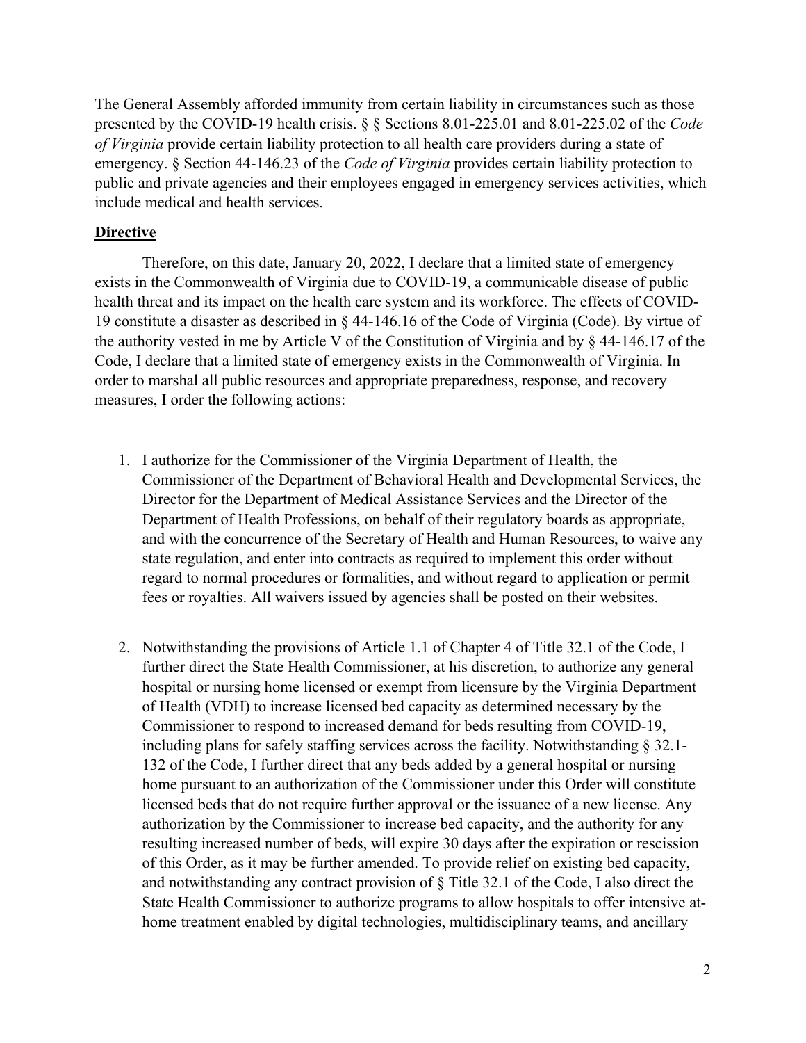The General Assembly afforded immunity from certain liability in circumstances such as those presented by the COVID-19 health crisis. § § Sections 8.01-225.01 and 8.01-225.02 of the *Code of Virginia* provide certain liability protection to all health care providers during a state of emergency. § Section 44-146.23 of the *Code of Virginia* provides certain liability protection to public and private agencies and their employees engaged in emergency services activities, which include medical and health services.

## **Directive**

Therefore, on this date, January 20, 2022, I declare that a limited state of emergency exists in the Commonwealth of Virginia due to COVID-19, a communicable disease of public health threat and its impact on the health care system and its workforce. The effects of COVID-19 constitute a disaster as described in § 44-146.16 of the Code of Virginia (Code). By virtue of the authority vested in me by Article V of the Constitution of Virginia and by § 44-146.17 of the Code, I declare that a limited state of emergency exists in the Commonwealth of Virginia. In order to marshal all public resources and appropriate preparedness, response, and recovery measures, I order the following actions:

1. I authorize for the Commissioner of the Virginia Department of Health, the Commissioner of the Department of Behavioral Health and Developmental Services, the Director for the Department of Medical Assistance Services and the Director of the Department of Health Professions, on behalf of their regulatory boards as appropriate, and with the concurrence of the Secretary of Health and Human Resources, to waive any state regulation, and enter into contracts as required to implement this order without regard to normal procedures or formalities, and without regard to application or permit fees or royalties. All waivers issued by agencies shall be posted on their websites.

2. Notwithstanding the provisions of Article 1.1 of Chapter 4 of Title 32.1 of the Code, I further direct the State Health Commissioner, at his discretion, to authorize any general hospital or nursing home licensed or exempt from licensure by the Virginia Department of Health (VDH) to increase licensed bed capacity as determined necessary by the Commissioner to respond to increased demand for beds resulting from COVID-19, including plans for safely staffing services across the facility. Notwithstanding § 32.1-132 of the Code, I further direct that any beds added by a general hospital or nursing home pursuant to an authorization of the Commissioner under this Order will constitute licensed beds that do not require further approval or the issuance of a new license. Any authorization by the Commissioner to increase bed capacity, and the authority for any resulting increased number of beds, will expire 30 days after the expiration or rescission of this Order, as it may be further amended. To provide relief on existing bed capacity, and notwithstanding any contract provision of § Title 32.1 of the Code, I also direct the State Health Commissioner to authorize programs to allow hospitals to offer intensive at-home treatment enabled by digital technologies, multidisciplinary teams, and ancillary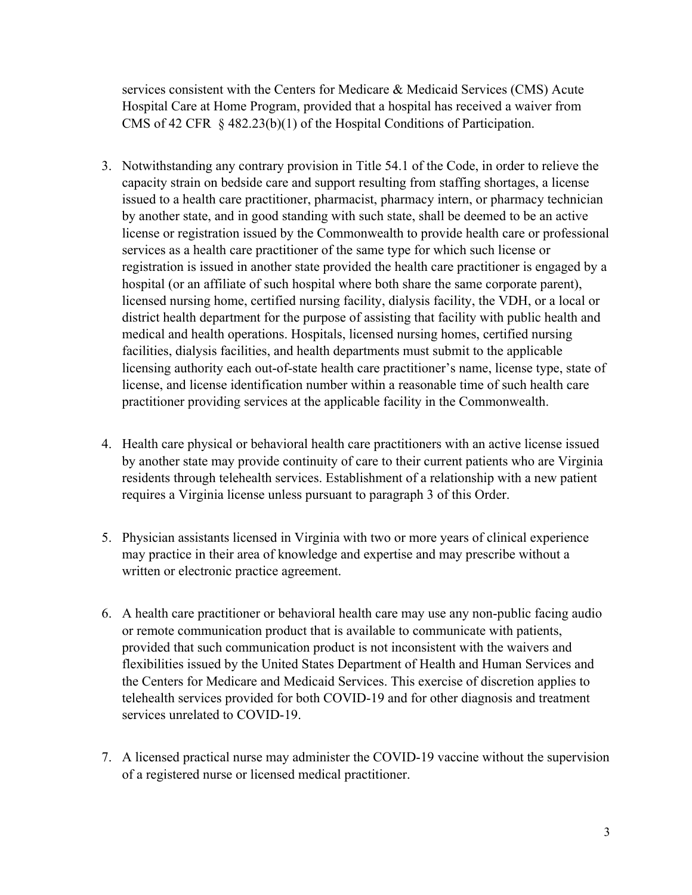services consistent with the Centers for Medicare & Medicaid Services (CMS) Acute Hospital Care at Home Program, provided that a hospital has received a waiver from CMS of 42 CFR § 482.23(b)(1) of the Hospital Conditions of Participation.

3. Notwithstanding any contrary provision in Title 54.1 of the Code, in order to relieve the capacity strain on bedside care and support resulting from staffing shortages, a license issued to a health care practitioner, pharmacist, pharmacy intern, or pharmacy technician by another state, and in good standing with such state, shall be deemed to be an active license or registration issued by the Commonwealth to provide health care or professional services as a health care practitioner of the same type for which such license or registration is issued in another state provided the health care practitioner is engaged by a hospital (or an affiliate of such hospital where both share the same corporate parent), licensed nursing home, certified nursing facility, dialysis facility, the VDH, or a local or district health department for the purpose of assisting that facility with public health and medical and health operations. Hospitals, licensed nursing homes, certified nursing facilities, dialysis facilities, and health departments must submit to the applicable licensing authority each out-of-state health care practitioner's name, license type, state of license, and license identification number within a reasonable time of such health care practitioner providing services at the applicable facility in the Commonwealth.

4. Health care physical or behavioral health care practitioners with an active license issued by another state may provide continuity of care to their current patients who are Virginia residents through telehealth services. Establishment of a relationship with a new patient requires a Virginia license unless pursuant to paragraph 3 of this Order.

5. Physician assistants licensed in Virginia with two or more years of clinical experience may practice in their area of knowledge and expertise and may prescribe without a written or electronic practice agreement.

6. A health care practitioner or behavioral health care may use any non-public facing audio or remote communication product that is available to communicate with patients, provided that such communication product is not inconsistent with the waivers and flexibilities issued by the United States Department of Health and Human Services and the Centers for Medicare and Medicaid Services. This exercise of discretion applies to telehealth services provided for both COVID-19 and for other diagnosis and treatment services unrelated to COVID-19.

7. A licensed practical nurse may administer the COVID-19 vaccine without the supervision of a registered nurse or licensed medical practitioner.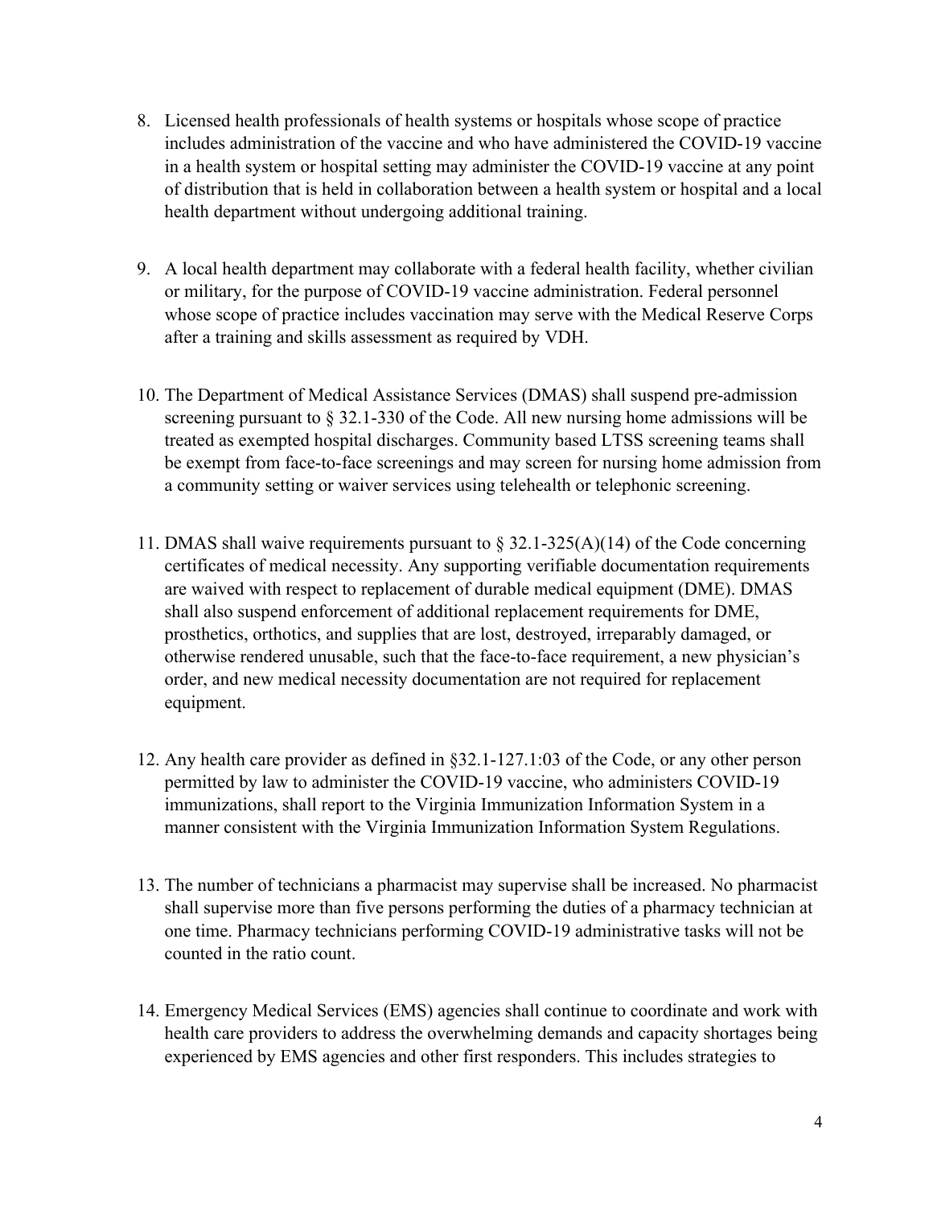8. Licensed health professionals of health systems or hospitals whose scope of practice includes administration of the vaccine and who have administered the COVID-19 vaccine in a health system or hospital setting may administer the COVID-19 vaccine at any point of distribution that is held in collaboration between a health system or hospital and a local health department without undergoing additional training.

9. A local health department may collaborate with a federal health facility, whether civilian or military, for the purpose of COVID-19 vaccine administration. Federal personnel whose scope of practice includes vaccination may serve with the Medical Reserve Corps after a training and skills assessment as required by VDH.

10. The Department of Medical Assistance Services (DMAS) shall suspend pre-admission screening pursuant to § 32.1-330 of the Code. All new nursing home admissions will be treated as exempted hospital discharges. Community based LTSS screening teams shall be exempt from face-to-face screenings and may screen for nursing home admission from a community setting or waiver services using telehealth or telephonic screening.

11. DMAS shall waive requirements pursuant to § 32.1-325(A)(14) of the Code concerning certificates of medical necessity. Any supporting verifiable documentation requirements are waived with respect to replacement of durable medical equipment (DME). DMAS shall also suspend enforcement of additional replacement requirements for DME, prosthetics, orthotics, and supplies that are lost, destroyed, irreparably damaged, or otherwise rendered unusable, such that the face-to-face requirement, a new physician's order, and new medical necessity documentation are not required for replacement equipment.

12. Any health care provider as defined in §32.1-127.1:03 of the Code, or any other person permitted by law to administer the COVID-19 vaccine, who administers COVID-19 immunizations, shall report to the Virginia Immunization Information System in a manner consistent with the Virginia Immunization Information System Regulations.

13. The number of technicians a pharmacist may supervise shall be increased. No pharmacist shall supervise more than five persons performing the duties of a pharmacy technician at one time. Pharmacy technicians performing COVID-19 administrative tasks will not be counted in the ratio count.

14. Emergency Medical Services (EMS) agencies shall continue to coordinate and work with health care providers to address the overwhelming demands and capacity shortages being experienced by EMS agencies and other first responders. This includes strategies to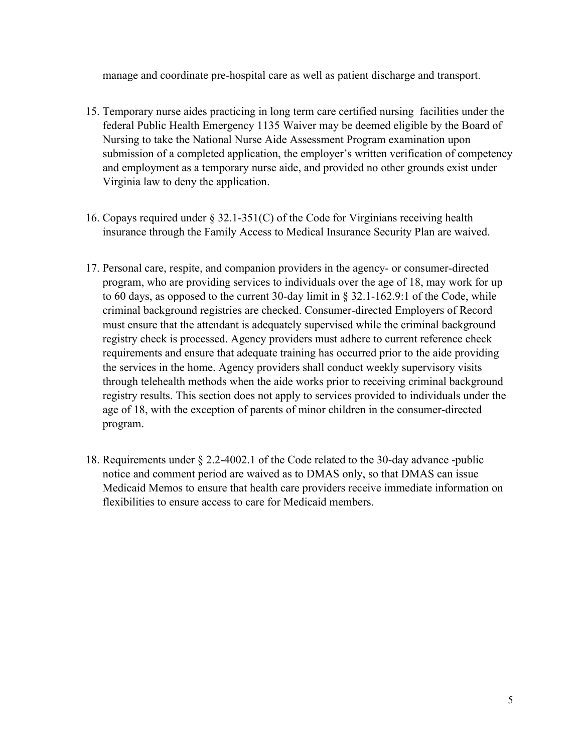manage and coordinate pre-hospital care as well as patient discharge and transport.

15. Temporary nurse aides practicing in long term care certified nursing facilities under the federal Public Health Emergency 1135 Waiver may be deemed eligible by the Board of Nursing to take the National Nurse Aide Assessment Program examination upon submission of a completed application, the employer's written verification of competency and employment as a temporary nurse aide, and provided no other grounds exist under Virginia law to deny the application.

16. Copays required under § 32.1-351(C) of the Code for Virginians receiving health insurance through the Family Access to Medical Insurance Security Plan are waived.

17. Personal care, respite, and companion providers in the agency- or consumer-directed program, who are providing services to individuals over the age of 18, may work for up to 60 days, as opposed to the current 30-day limit in § 32.1-162.9:1 of the Code, while criminal background registries are checked. Consumer-directed Employers of Record must ensure that the attendant is adequately supervised while the criminal background registry check is processed. Agency providers must adhere to current reference check requirements and ensure that adequate training has occurred prior to the aide providing the services in the home. Agency providers shall conduct weekly supervisory visits through telehealth methods when the aide works prior to receiving criminal background registry results. This section does not apply to services provided to individuals under the age of 18, with the exception of parents of minor children in the consumer-directed program.

18. Requirements under § 2.2-4002.1 of the Code related to the 30-day advance -public notice and comment period are waived as to DMAS only, so that DMAS can issue Medicaid Memos to ensure that health care providers receive immediate information on flexibilities to ensure access to care for Medicaid members.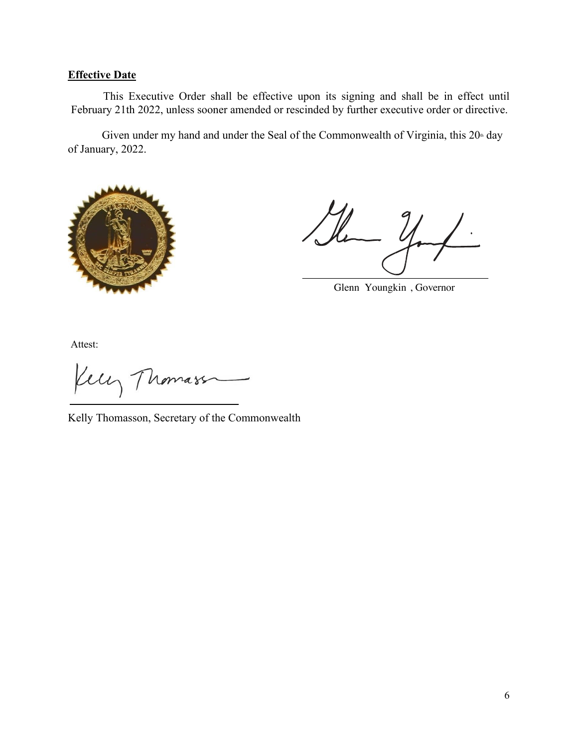**Effective Date**

This Executive Order shall be effective upon its signing and shall be in effect until February 21th 2022, unless sooner amended or rescinded by further executive order or directive.

Given under my hand and under the Seal of the Commonwealth of Virginia, this 20th day of January, 2022.

Glenn Youngkin , Governor

Attest:

Kelly Thomasson, Secretary of the Commonwealth